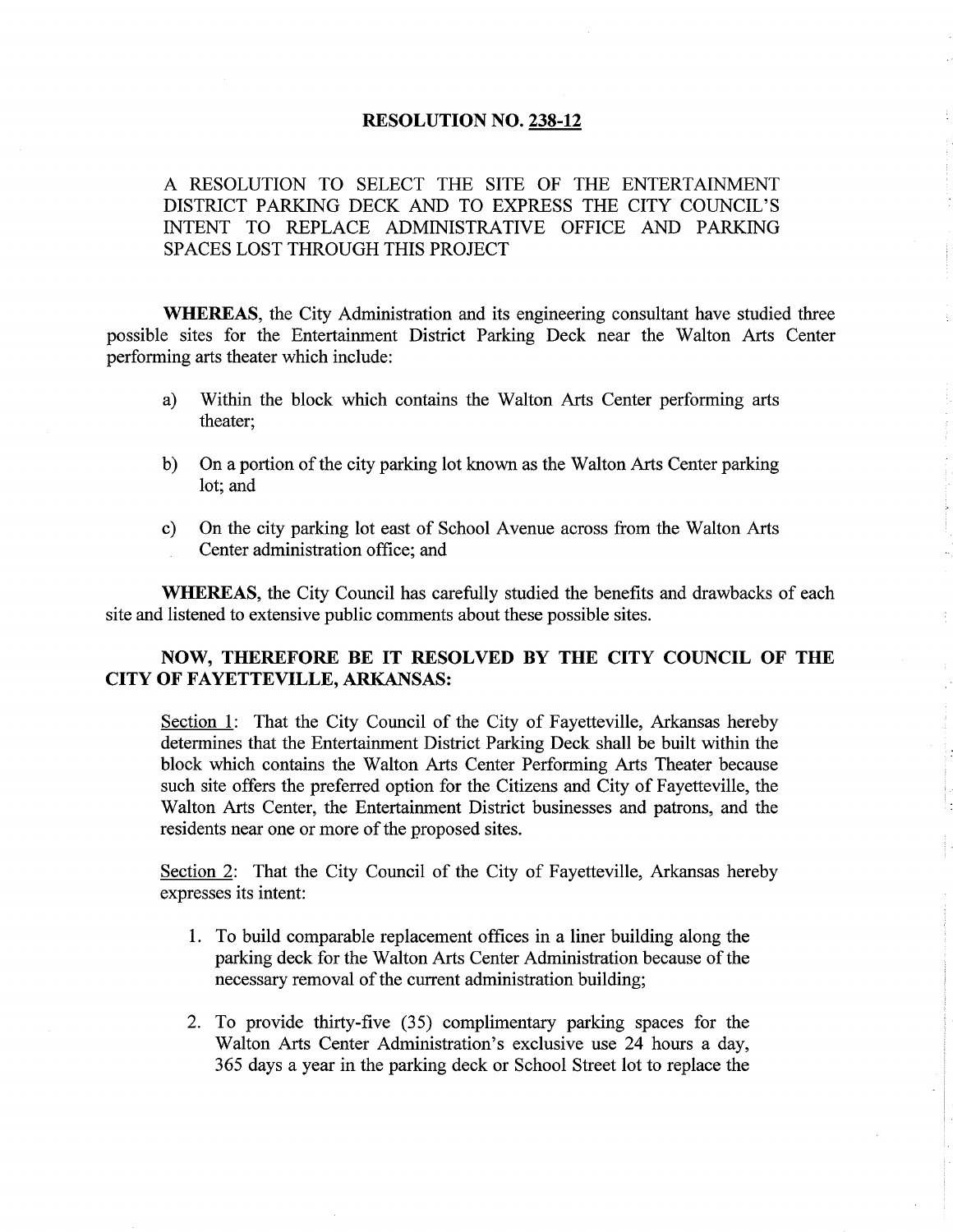# RESOLUTION NO. 238-12

A RESOLUTION TO SELECT THE SITE OF THE ENTERTAINMENT DISTRICT PARKING DECK AND TO EXPRESS THE CITY COUNCIL'S INTENT TO REPLACE ADMINISTRATIVE OFFICE AND PARKING SPACES LOST THROUGH THIS PROJECT

**WHEREAS**, the City Administration and its engineering consultant have studied three possible sites for the Entertainment District Parking Deck near the Walton Arts Center performing arts theater which include:

a) Within the block which contains the Walton Arts Center performing arts theater;

b) On a portion of the city parking lot known as the Walton Arts Center parking lot; and

c) On the city parking lot east of School Avenue across from the Walton Arts Center administration office; and

**WHEREAS**, the City Council has carefully studied the benefits and drawbacks of each site and listened to extensive public comments about these possible sites.

**NOW, THEREFORE BE IT RESOLVED BY THE CITY COUNCIL OF THE CITY OF FAYETTEVILLE, ARKANSAS:**

Section 1: That the City Council of the City of Fayetteville, Arkansas hereby determines that the Entertainment District Parking Deck shall be built within the block which contains the Walton Arts Center Performing Arts Theater because such site offers the preferred option for the Citizens and City of Fayetteville, the Walton Arts Center, the Entertainment District businesses and patrons, and the residents near one or more of the proposed sites.

Section 2: That the City Council of the City of Fayetteville, Arkansas hereby expresses its intent:

1. To build comparable replacement offices in a liner building along the parking deck for the Walton Arts Center Administration because of the necessary removal of the current administration building;

2. To provide thirty-five (35) complimentary parking spaces for the Walton Arts Center Administration's exclusive use 24 hours a day, 365 days a year in the parking deck or School Street lot to replace the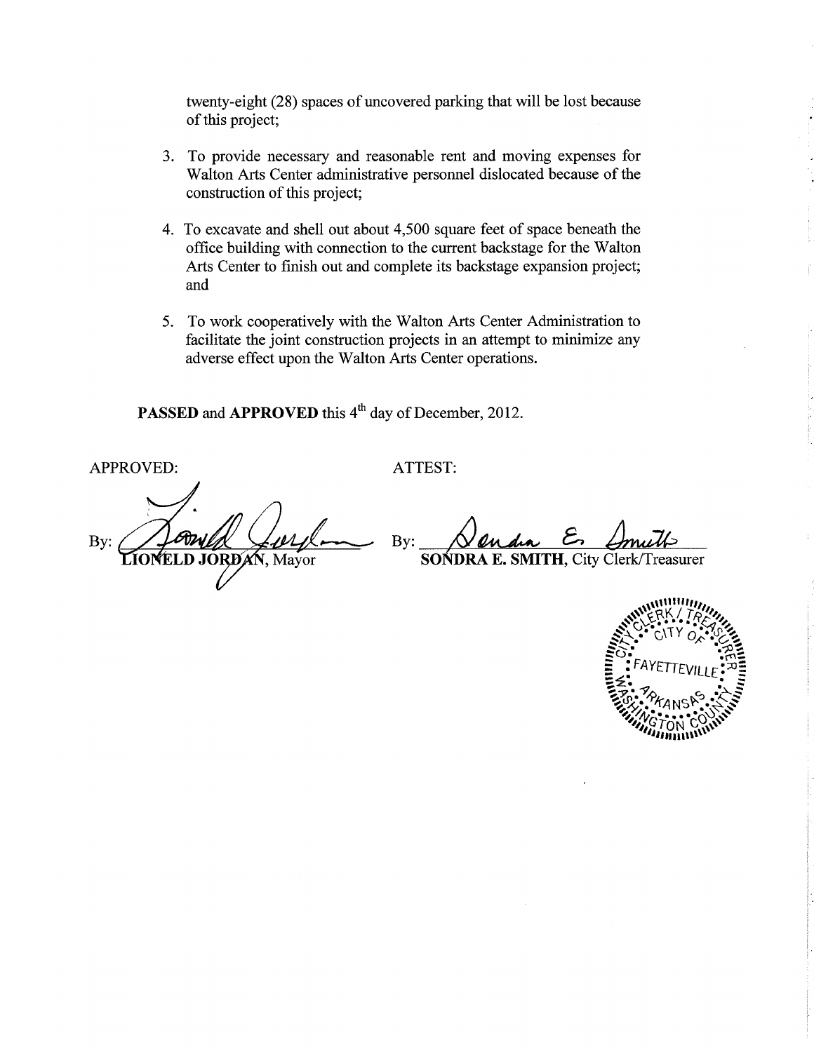twenty-eight (28) spaces of uncovered parking that will be lost because of this project;

3. To provide necessary and reasonable rent and moving expenses for Walton Arts Center administrative personnel dislocated because of the construction of this project;

4. To excavate and shell out about 4,500 square feet of space beneath the office building with connection to the current backstage for the Walton Arts Center to finish out and complete its backstage expansion project; and

5. To work cooperatively with the Walton Arts Center Administration to facilitate the joint construction projects in an attempt to minimize any adverse effect upon the Walton Arts Center operations.

**PASSED** and **APPROVED** this 4th day of December, 2012.

APPROVED:

By: **LIONELD JORDAN**, Mayor

ATTEST:

By: **SONDRA E. SMITH**, City Clerk/Treasurer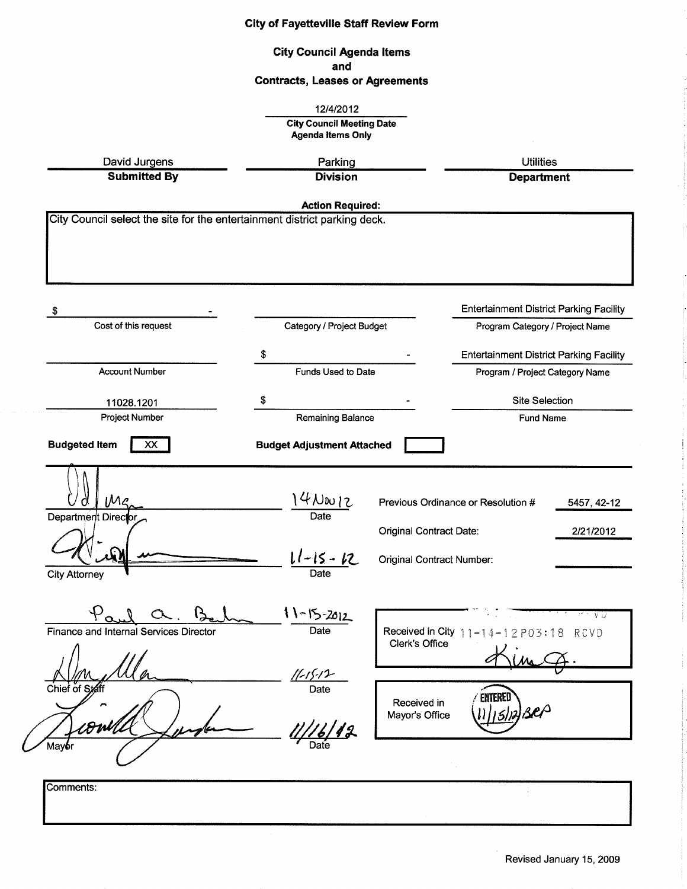# City of Fayetteville Staff Review Form

## City Council Agenda Items and Contracts, Leases or Agreements

12/4/2012

**City Council Meeting Date**
**Agenda Items Only**

| David Jurgens | Parking | Utilities |
|---|---|---|
| **Submitted By** | **Division** | **Department** |

**Action Required:**

City Council select the site for the entertainment district parking deck.

| $ - | | Entertainment District Parking Facility |
|---|---|---|
| Cost of this request | Category / Project Budget | Program Category / Project Name |
| | $ - | Entertainment District Parking Facility |
| Account Number | Funds Used to Date | Program / Project Category Name |
| 11028.1201 | $ - | Site Selection |
| Project Number | Remaining Balance | Fund Name |

**Budgeted Item** [XX] **Budget Adjustment Attached** [ ]

| Signature | Date |
|---|---|
| Department Director | 14 Nov 12 |
| City Attorney | 11-15-12 |
| Finance and Internal Services Director | 11-15-2012 |
| Chief of Staff | 11-15-12 |
| Mayor | 11/16/12 |

Previous Ordinance or Resolution # 5457, 42-12

Original Contract Date: 2/21/2012

Original Contract Number:

Received in City Clerk's Office: 11-14-12 P03:18 RCVD

Received in Mayor's Office: ENTERED 11/15/12 BEP

Comments:

Revised January 15, 2009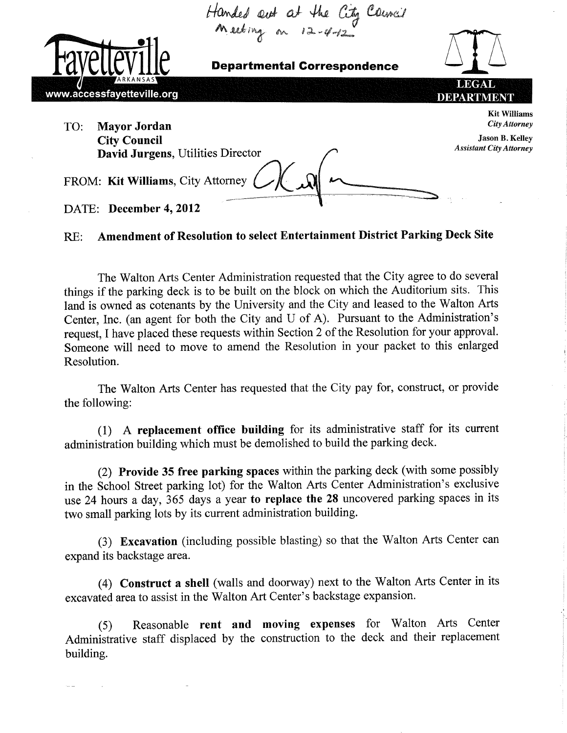Handed out at the City Council Meeting on 12-4-12

**Fayetteville** ARKANSAS

www.accessfayetteville.org

**Departmental Correspondence**

**LEGAL DEPARTMENT**

**Kit Williams**
*City Attorney*

**Jason B. Kelley**
*Assistant City Attorney*

TO: **Mayor Jordan**
**City Council**
**David Jurgens**, Utilities Director

FROM: **Kit Williams**, City Attorney

DATE: **December 4, 2012**

RE: **Amendment of Resolution to select Entertainment District Parking Deck Site**

The Walton Arts Center Administration requested that the City agree to do several things if the parking deck is to be built on the block on which the Auditorium sits. This land is owned as cotenants by the University and the City and leased to the Walton Arts Center, Inc. (an agent for both the City and U of A). Pursuant to the Administration's request, I have placed these requests within Section 2 of the Resolution for your approval. Someone will need to move to amend the Resolution in your packet to this enlarged Resolution.

The Walton Arts Center has requested that the City pay for, construct, or provide the following:

(1) A **replacement office building** for its administrative staff for its current administration building which must be demolished to build the parking deck.

(2) **Provide 35 free parking spaces** within the parking deck (with some possibly in the School Street parking lot) for the Walton Arts Center Administration's exclusive use 24 hours a day, 365 days a year **to replace the 28** uncovered parking spaces in its two small parking lots by its current administration building.

(3) **Excavation** (including possible blasting) so that the Walton Arts Center can expand its backstage area.

(4) **Construct a shell** (walls and doorway) next to the Walton Arts Center in its excavated area to assist in the Walton Art Center's backstage expansion.

(5) Reasonable **rent and moving expenses** for Walton Arts Center Administrative staff displaced by the construction to the deck and their replacement building.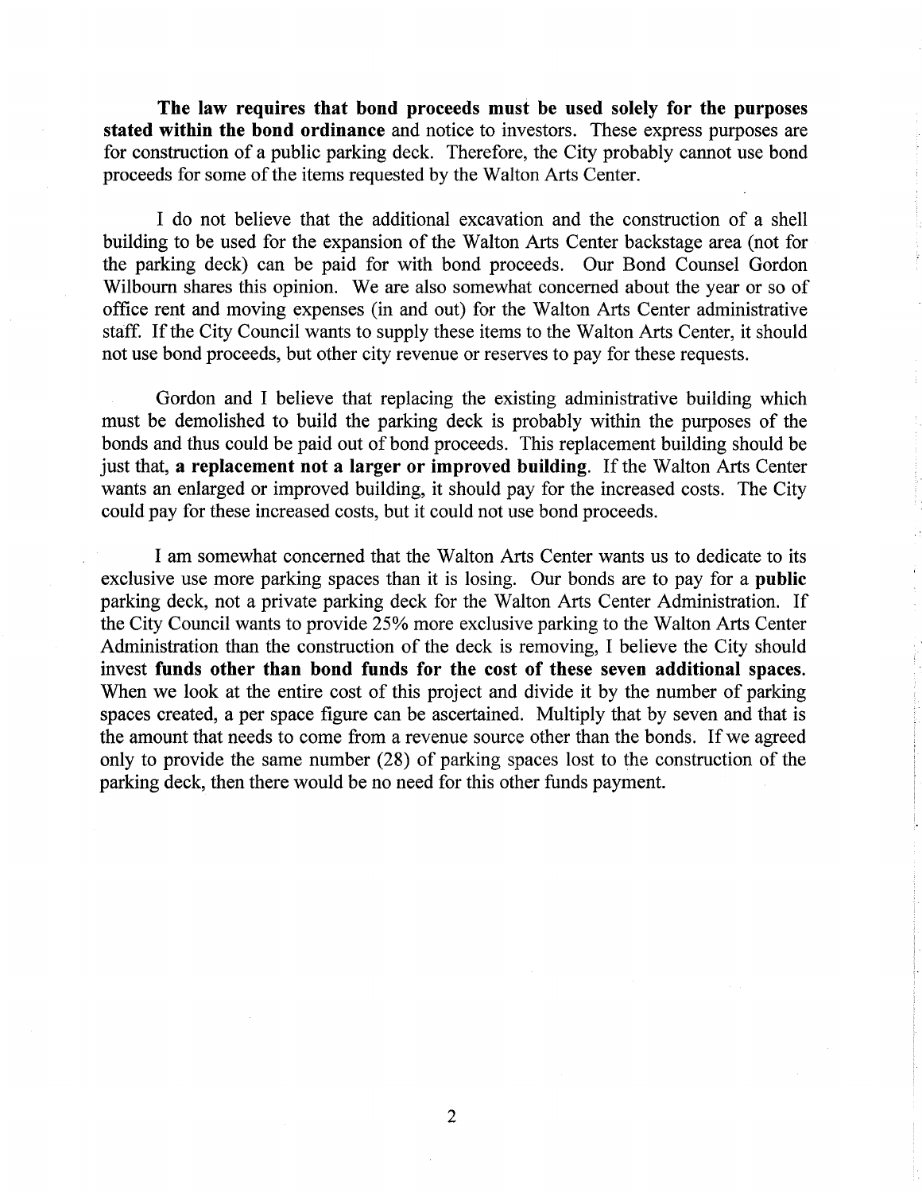**The law requires that bond proceeds must be used solely for the purposes stated within the bond ordinance** and notice to investors. These express purposes are for construction of a public parking deck. Therefore, the City probably cannot use bond proceeds for some of the items requested by the Walton Arts Center.

I do not believe that the additional excavation and the construction of a shell building to be used for the expansion of the Walton Arts Center backstage area (not for the parking deck) can be paid for with bond proceeds. Our Bond Counsel Gordon Wilbourn shares this opinion. We are also somewhat concerned about the year or so of office rent and moving expenses (in and out) for the Walton Arts Center administrative staff. If the City Council wants to supply these items to the Walton Arts Center, it should not use bond proceeds, but other city revenue or reserves to pay for these requests.

Gordon and I believe that replacing the existing administrative building which must be demolished to build the parking deck is probably within the purposes of the bonds and thus could be paid out of bond proceeds. This replacement building should be just that, **a replacement not a larger or improved building**. If the Walton Arts Center wants an enlarged or improved building, it should pay for the increased costs. The City could pay for these increased costs, but it could not use bond proceeds.

I am somewhat concerned that the Walton Arts Center wants us to dedicate to its exclusive use more parking spaces than it is losing. Our bonds are to pay for a **public** parking deck, not a private parking deck for the Walton Arts Center Administration. If the City Council wants to provide 25% more exclusive parking to the Walton Arts Center Administration than the construction of the deck is removing, I believe the City should invest **funds other than bond funds for the cost of these seven additional spaces.** When we look at the entire cost of this project and divide it by the number of parking spaces created, a per space figure can be ascertained. Multiply that by seven and that is the amount that needs to come from a revenue source other than the bonds. If we agreed only to provide the same number (28) of parking spaces lost to the construction of the parking deck, then there would be no need for this other funds payment.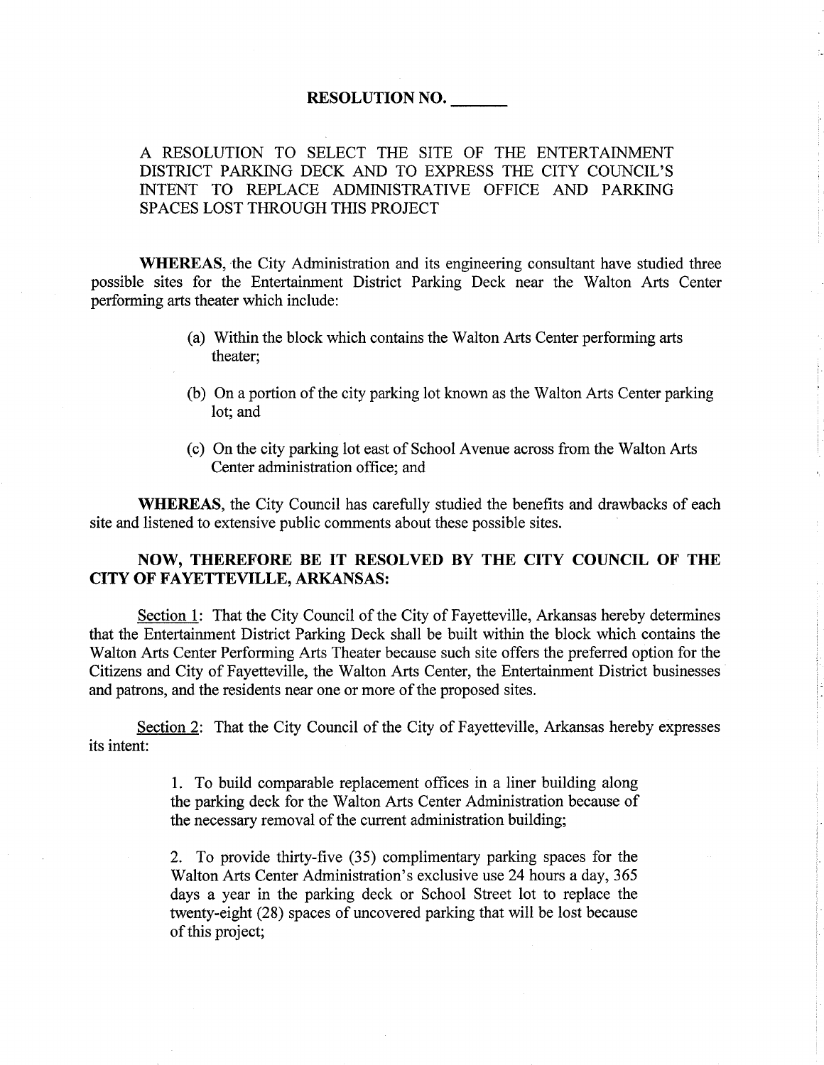# RESOLUTION NO. _______

A RESOLUTION TO SELECT THE SITE OF THE ENTERTAINMENT DISTRICT PARKING DECK AND TO EXPRESS THE CITY COUNCIL'S INTENT TO REPLACE ADMINISTRATIVE OFFICE AND PARKING SPACES LOST THROUGH THIS PROJECT

**WHEREAS**, the City Administration and its engineering consultant have studied three possible sites for the Entertainment District Parking Deck near the Walton Arts Center performing arts theater which include:

(a) Within the block which contains the Walton Arts Center performing arts theater;

(b) On a portion of the city parking lot known as the Walton Arts Center parking lot; and

(c) On the city parking lot east of School Avenue across from the Walton Arts Center administration office; and

**WHEREAS**, the City Council has carefully studied the benefits and drawbacks of each site and listened to extensive public comments about these possible sites.

**NOW, THEREFORE BE IT RESOLVED BY THE CITY COUNCIL OF THE CITY OF FAYETTEVILLE, ARKANSAS:**

Section 1: That the City Council of the City of Fayetteville, Arkansas hereby determines that the Entertainment District Parking Deck shall be built within the block which contains the Walton Arts Center Performing Arts Theater because such site offers the preferred option for the Citizens and City of Fayetteville, the Walton Arts Center, the Entertainment District businesses and patrons, and the residents near one or more of the proposed sites.

Section 2: That the City Council of the City of Fayetteville, Arkansas hereby expresses its intent:

1. To build comparable replacement offices in a liner building along the parking deck for the Walton Arts Center Administration because of the necessary removal of the current administration building;

2. To provide thirty-five (35) complimentary parking spaces for the Walton Arts Center Administration's exclusive use 24 hours a day, 365 days a year in the parking deck or School Street lot to replace the twenty-eight (28) spaces of uncovered parking that will be lost because of this project;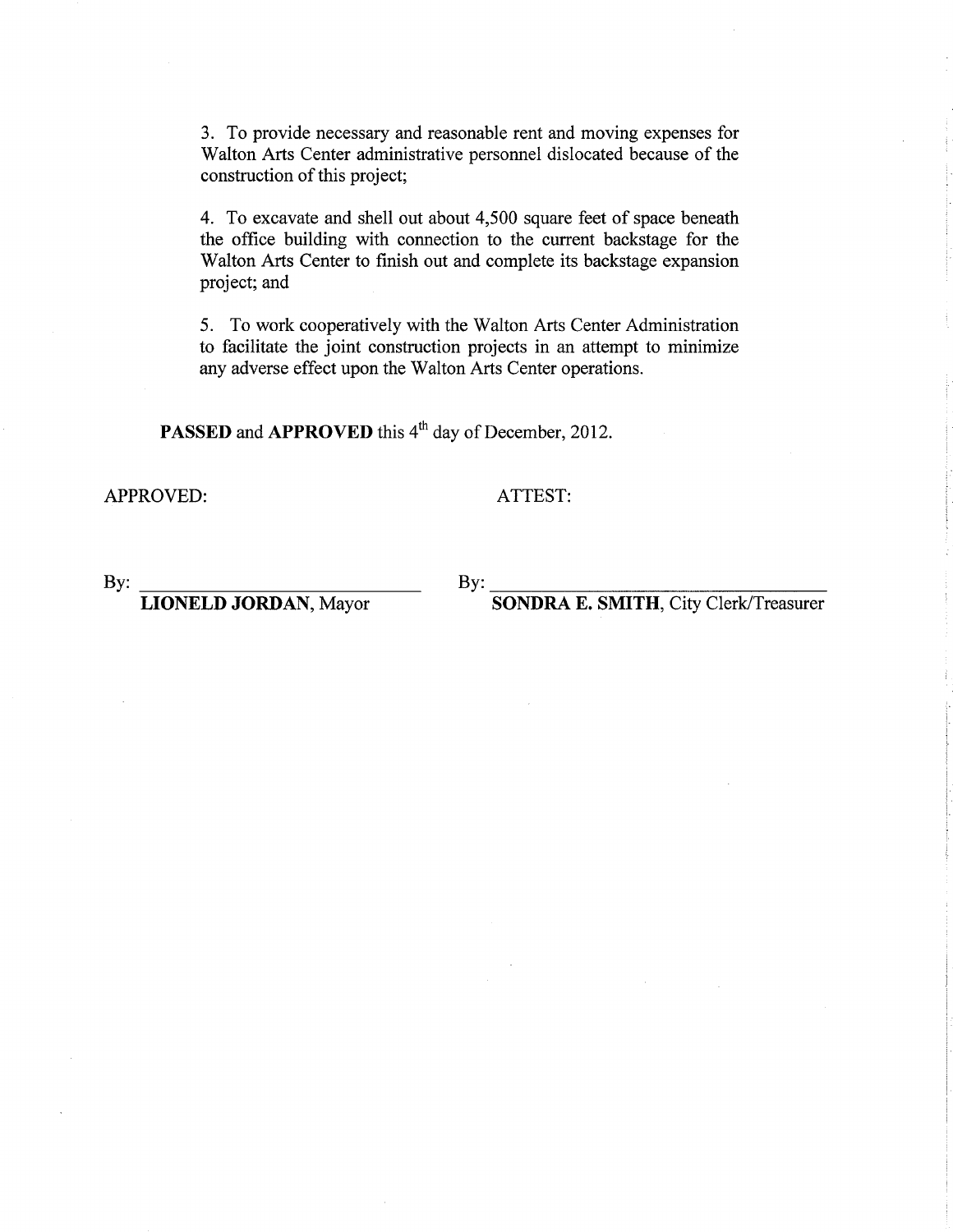3. To provide necessary and reasonable rent and moving expenses for Walton Arts Center administrative personnel dislocated because of the construction of this project;

4. To excavate and shell out about 4,500 square feet of space beneath the office building with connection to the current backstage for the Walton Arts Center to finish out and complete its backstage expansion project; and

5. To work cooperatively with the Walton Arts Center Administration to facilitate the joint construction projects in an attempt to minimize any adverse effect upon the Walton Arts Center operations.

**PASSED** and **APPROVED** this 4th day of December, 2012.

APPROVED:

By: ______________________________
**LIONELD JORDAN**, Mayor

ATTEST:

By: ______________________________
**SONDRA E. SMITH**, City Clerk/Treasurer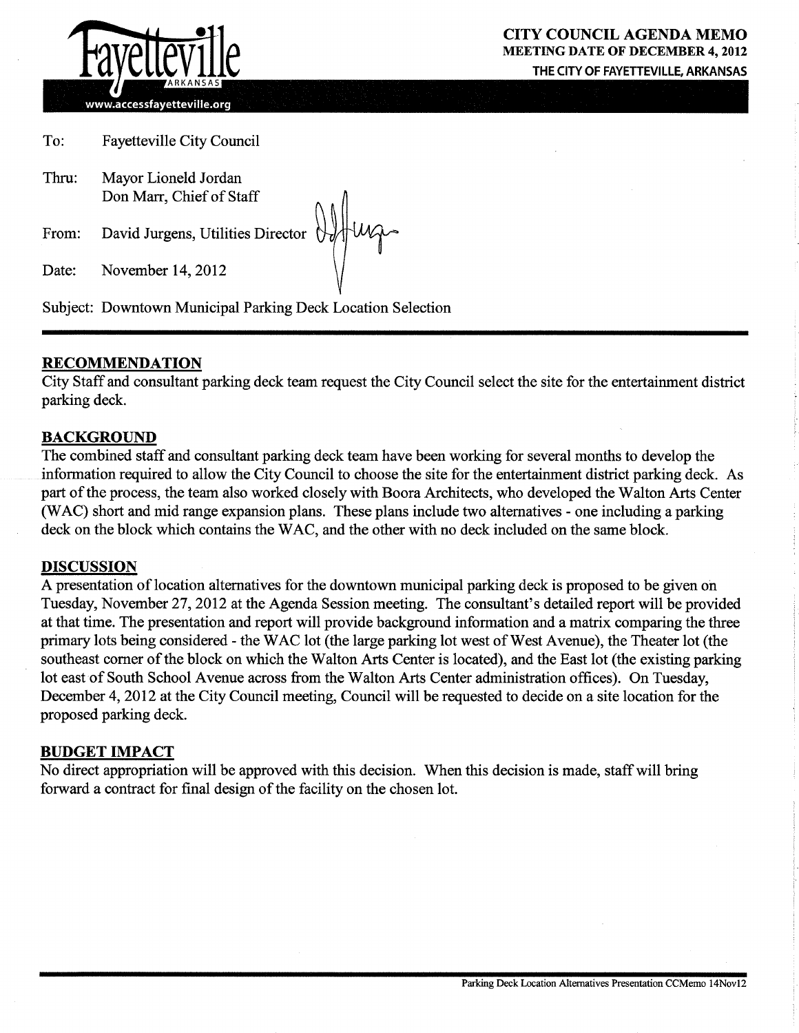Fayetteville ARKANSAS

www.accessfayetteville.org

**CITY COUNCIL AGENDA MEMO**
**MEETING DATE OF DECEMBER 4, 2012**
**THE CITY OF FAYETTEVILLE, ARKANSAS**

To: Fayetteville City Council

Thru: Mayor Lioneld Jordan
Don Marr, Chief of Staff

From: David Jurgens, Utilities Director

Date: November 14, 2012

Subject: Downtown Municipal Parking Deck Location Selection

## RECOMMENDATION

City Staff and consultant parking deck team request the City Council select the site for the entertainment district parking deck.

## BACKGROUND

The combined staff and consultant parking deck team have been working for several months to develop the information required to allow the City Council to choose the site for the entertainment district parking deck. As part of the process, the team also worked closely with Boora Architects, who developed the Walton Arts Center (WAC) short and mid range expansion plans. These plans include two alternatives - one including a parking deck on the block which contains the WAC, and the other with no deck included on the same block.

## DISCUSSION

A presentation of location alternatives for the downtown municipal parking deck is proposed to be given on Tuesday, November 27, 2012 at the Agenda Session meeting. The consultant's detailed report will be provided at that time. The presentation and report will provide background information and a matrix comparing the three primary lots being considered - the WAC lot (the large parking lot west of West Avenue), the Theater lot (the southeast corner of the block on which the Walton Arts Center is located), and the East lot (the existing parking lot east of South School Avenue across from the Walton Arts Center administration offices). On Tuesday, December 4, 2012 at the City Council meeting, Council will be requested to decide on a site location for the proposed parking deck.

## BUDGET IMPACT

No direct appropriation will be approved with this decision. When this decision is made, staff will bring forward a contract for final design of the facility on the chosen lot.

Parking Deck Location Alternatives Presentation CCMemo 14Nov12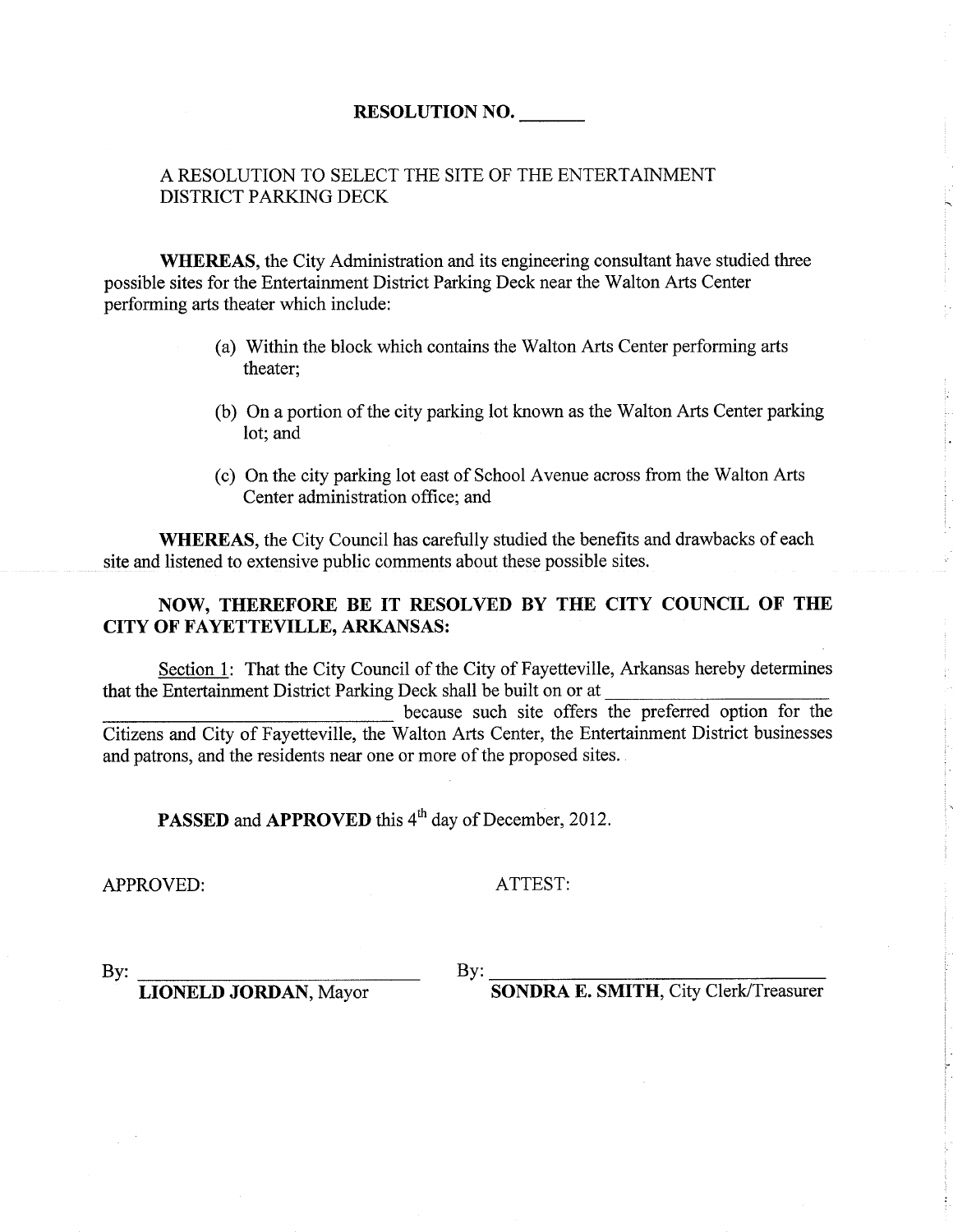# RESOLUTION NO. \_\_\_\_\_\_\_

A RESOLUTION TO SELECT THE SITE OF THE ENTERTAINMENT DISTRICT PARKING DECK

**WHEREAS**, the City Administration and its engineering consultant have studied three possible sites for the Entertainment District Parking Deck near the Walton Arts Center performing arts theater which include:

(a) Within the block which contains the Walton Arts Center performing arts theater;

(b) On a portion of the city parking lot known as the Walton Arts Center parking lot; and

(c) On the city parking lot east of School Avenue across from the Walton Arts Center administration office; and

**WHEREAS**, the City Council has carefully studied the benefits and drawbacks of each site and listened to extensive public comments about these possible sites.

**NOW, THEREFORE BE IT RESOLVED BY THE CITY COUNCIL OF THE CITY OF FAYETTEVILLE, ARKANSAS:**

Section 1: That the City Council of the City of Fayetteville, Arkansas hereby determines that the Entertainment District Parking Deck shall be built on or at \_\_\_\_\_\_\_\_\_\_\_\_\_\_\_\_\_\_\_\_\_\_\_\_ \_\_\_\_\_\_\_\_\_\_\_\_\_\_\_\_\_\_\_\_\_\_\_\_\_\_\_\_\_\_ because such site offers the preferred option for the Citizens and City of Fayetteville, the Walton Arts Center, the Entertainment District businesses and patrons, and the residents near one or more of the proposed sites.

**PASSED** and **APPROVED** this 4th day of December, 2012.

APPROVED:

By: \_\_\_\_\_\_\_\_\_\_\_\_\_\_\_\_\_\_\_\_\_\_\_\_\_\_\_\_\_\_

**LIONELD JORDAN**, Mayor

ATTEST:

By: \_\_\_\_\_\_\_\_\_\_\_\_\_\_\_\_\_\_\_\_\_\_\_\_\_\_\_\_\_\_

**SONDRA E. SMITH**, City Clerk/Treasurer